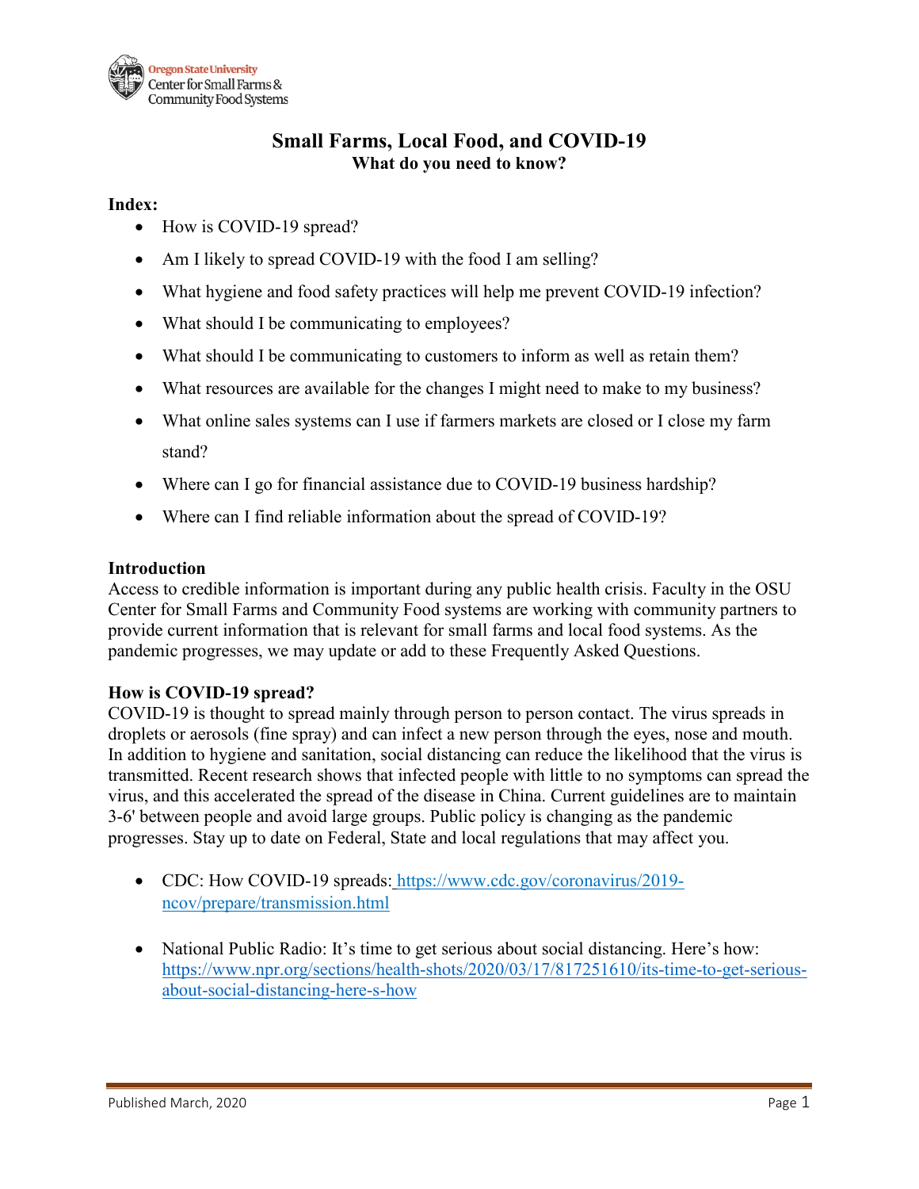Oregon State University
Center for Small Farms & Community Food Systems

# Small Farms, Local Food, and COVID-19

## What do you need to know?

**Index:**

- How is COVID-19 spread?
- Am I likely to spread COVID-19 with the food I am selling?
- What hygiene and food safety practices will help me prevent COVID-19 infection?
- What should I be communicating to employees?
- What should I be communicating to customers to inform as well as retain them?
- What resources are available for the changes I might need to make to my business?
- What online sales systems can I use if farmers markets are closed or I close my farm stand?
- Where can I go for financial assistance due to COVID-19 business hardship?
- Where can I find reliable information about the spread of COVID-19?

### Introduction

Access to credible information is important during any public health crisis. Faculty in the OSU Center for Small Farms and Community Food systems are working with community partners to provide current information that is relevant for small farms and local food systems. As the pandemic progresses, we may update or add to these Frequently Asked Questions.

### How is COVID-19 spread?

COVID-19 is thought to spread mainly through person to person contact. The virus spreads in droplets or aerosols (fine spray) and can infect a new person through the eyes, nose and mouth. In addition to hygiene and sanitation, social distancing can reduce the likelihood that the virus is transmitted. Recent research shows that infected people with little to no symptoms can spread the virus, and this accelerated the spread of the disease in China. Current guidelines are to maintain 3-6' between people and avoid large groups. Public policy is changing as the pandemic progresses. Stay up to date on Federal, State and local regulations that may affect you.

- CDC: How COVID-19 spreads: https://www.cdc.gov/coronavirus/2019-ncov/prepare/transmission.html
- National Public Radio: It's time to get serious about social distancing. Here's how: https://www.npr.org/sections/health-shots/2020/03/17/817251610/its-time-to-get-serious-about-social-distancing-here-s-how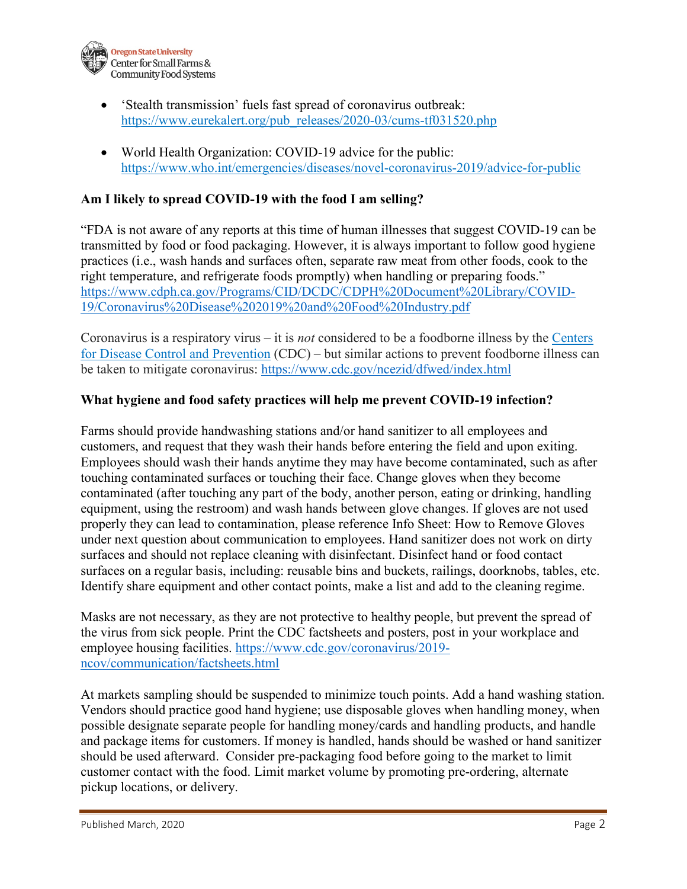- 'Stealth transmission' fuels fast spread of coronavirus outbreak: [https://www.eurekalert.org/pub_releases/2020-03/cums-tf031520.php](https://www.eurekalert.org/pub_releases/2020-03/cums-tf031520.php)

- World Health Organization: COVID-19 advice for the public: [https://www.who.int/emergencies/diseases/novel-coronavirus-2019/advice-for-public](https://www.who.int/emergencies/diseases/novel-coronavirus-2019/advice-for-public)

**Am I likely to spread COVID-19 with the food I am selling?**

"FDA is not aware of any reports at this time of human illnesses that suggest COVID-19 can be transmitted by food or food packaging. However, it is always important to follow good hygiene practices (i.e., wash hands and surfaces often, separate raw meat from other foods, cook to the right temperature, and refrigerate foods promptly) when handling or preparing foods." [https://www.cdph.ca.gov/Programs/CID/DCDC/CDPH%20Document%20Library/COVID-19/Coronavirus%20Disease%202019%20and%20Food%20Industry.pdf](https://www.cdph.ca.gov/Programs/CID/DCDC/CDPH%20Document%20Library/COVID-19/Coronavirus%20Disease%202019%20and%20Food%20Industry.pdf)

Coronavirus is a respiratory virus – it is *not* considered to be a foodborne illness by the Centers for Disease Control and Prevention (CDC) – but similar actions to prevent foodborne illness can be taken to mitigate coronavirus: [https://www.cdc.gov/ncezid/dfwed/index.html](https://www.cdc.gov/ncezid/dfwed/index.html)

**What hygiene and food safety practices will help me prevent COVID-19 infection?**

Farms should provide handwashing stations and/or hand sanitizer to all employees and customers, and request that they wash their hands before entering the field and upon exiting. Employees should wash their hands anytime they may have become contaminated, such as after touching contaminated surfaces or touching their face. Change gloves when they become contaminated (after touching any part of the body, another person, eating or drinking, handling equipment, using the restroom) and wash hands between glove changes. If gloves are not used properly they can lead to contamination, please reference Info Sheet: How to Remove Gloves under next question about communication to employees. Hand sanitizer does not work on dirty surfaces and should not replace cleaning with disinfectant. Disinfect hand or food contact surfaces on a regular basis, including: reusable bins and buckets, railings, doorknobs, tables, etc. Identify share equipment and other contact points, make a list and add to the cleaning regime.

Masks are not necessary, as they are not protective to healthy people, but prevent the spread of the virus from sick people. Print the CDC factsheets and posters, post in your workplace and employee housing facilities. [https://www.cdc.gov/coronavirus/2019-ncov/communication/factsheets.html](https://www.cdc.gov/coronavirus/2019-ncov/communication/factsheets.html)

At markets sampling should be suspended to minimize touch points. Add a hand washing station. Vendors should practice good hand hygiene; use disposable gloves when handling money, when possible designate separate people for handling money/cards and handling products, and handle and package items for customers. If money is handled, hands should be washed or hand sanitizer should be used afterward. Consider pre-packaging food before going to the market to limit customer contact with the food. Limit market volume by promoting pre-ordering, alternate pickup locations, or delivery.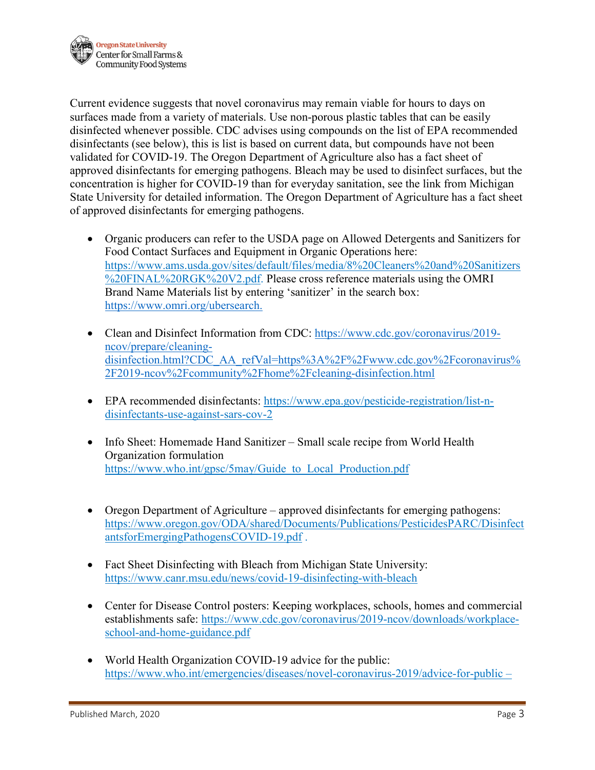Current evidence suggests that novel coronavirus may remain viable for hours to days on surfaces made from a variety of materials. Use non-porous plastic tables that can be easily disinfected whenever possible. CDC advises using compounds on the list of EPA recommended disinfectants (see below), this is list is based on current data, but compounds have not been validated for COVID-19. The Oregon Department of Agriculture also has a fact sheet of approved disinfectants for emerging pathogens. Bleach may be used to disinfect surfaces, but the concentration is higher for COVID-19 than for everyday sanitation, see the link from Michigan State University for detailed information. The Oregon Department of Agriculture has a fact sheet of approved disinfectants for emerging pathogens.

- Organic producers can refer to the USDA page on Allowed Detergents and Sanitizers for Food Contact Surfaces and Equipment in Organic Operations here: https://www.ams.usda.gov/sites/default/files/media/8%20Cleaners%20and%20Sanitizers%20FINAL%20RGK%20V2.pdf. Please cross reference materials using the OMRI Brand Name Materials list by entering 'sanitizer' in the search box: https://www.omri.org/ubersearch.

- Clean and Disinfect Information from CDC: https://www.cdc.gov/coronavirus/2019-ncov/prepare/cleaning-disinfection.html?CDC_AA_refVal=https%3A%2F%2Fwww.cdc.gov%2Fcoronavirus%2F2019-ncov%2Fcommunity%2Fhome%2Fcleaning-disinfection.html

- EPA recommended disinfectants: https://www.epa.gov/pesticide-registration/list-n-disinfectants-use-against-sars-cov-2

- Info Sheet: Homemade Hand Sanitizer – Small scale recipe from World Health Organization formulation https://www.who.int/gpsc/5may/Guide_to_Local_Production.pdf

- Oregon Department of Agriculture – approved disinfectants for emerging pathogens: https://www.oregon.gov/ODA/shared/Documents/Publications/PesticidesPARC/DisinfectantsforEmergingPathogensCOVID-19.pdf .

- Fact Sheet Disinfecting with Bleach from Michigan State University: https://www.canr.msu.edu/news/covid-19-disinfecting-with-bleach

- Center for Disease Control posters: Keeping workplaces, schools, homes and commercial establishments safe: https://www.cdc.gov/coronavirus/2019-ncov/downloads/workplace-school-and-home-guidance.pdf

- World Health Organization COVID-19 advice for the public: https://www.who.int/emergencies/diseases/novel-coronavirus-2019/advice-for-public –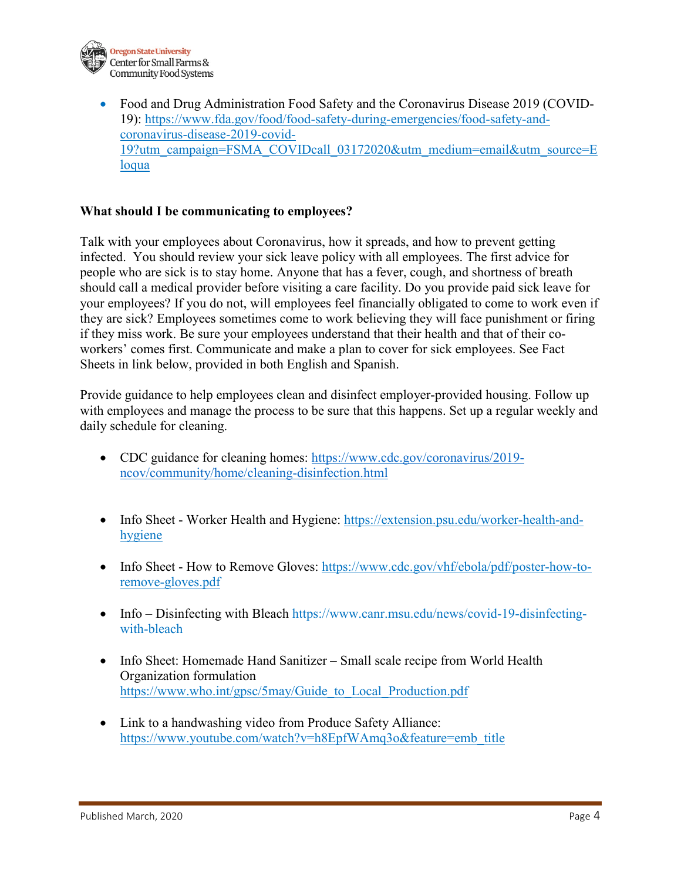- Food and Drug Administration Food Safety and the Coronavirus Disease 2019 (COVID-19): https://www.fda.gov/food/food-safety-during-emergencies/food-safety-and-coronavirus-disease-2019-covid-19?utm_campaign=FSMA_COVIDcall_03172020&utm_medium=email&utm_source=Eloqua

**What should I be communicating to employees?**

Talk with your employees about Coronavirus, how it spreads, and how to prevent getting infected. You should review your sick leave policy with all employees. The first advice for people who are sick is to stay home. Anyone that has a fever, cough, and shortness of breath should call a medical provider before visiting a care facility. Do you provide paid sick leave for your employees? If you do not, will employees feel financially obligated to come to work even if they are sick? Employees sometimes come to work believing they will face punishment or firing if they miss work. Be sure your employees understand that their health and that of their co-workers' comes first. Communicate and make a plan to cover for sick employees. See Fact Sheets in link below, provided in both English and Spanish.

Provide guidance to help employees clean and disinfect employer-provided housing. Follow up with employees and manage the process to be sure that this happens. Set up a regular weekly and daily schedule for cleaning.

- CDC guidance for cleaning homes: https://www.cdc.gov/coronavirus/2019-ncov/community/home/cleaning-disinfection.html
- Info Sheet - Worker Health and Hygiene: https://extension.psu.edu/worker-health-and-hygiene
- Info Sheet - How to Remove Gloves: https://www.cdc.gov/vhf/ebola/pdf/poster-how-to-remove-gloves.pdf
- Info – Disinfecting with Bleach https://www.canr.msu.edu/news/covid-19-disinfecting-with-bleach
- Info Sheet: Homemade Hand Sanitizer – Small scale recipe from World Health Organization formulation https://www.who.int/gpsc/5may/Guide_to_Local_Production.pdf
- Link to a handwashing video from Produce Safety Alliance: https://www.youtube.com/watch?v=h8EpfWAmq3o&feature=emb_title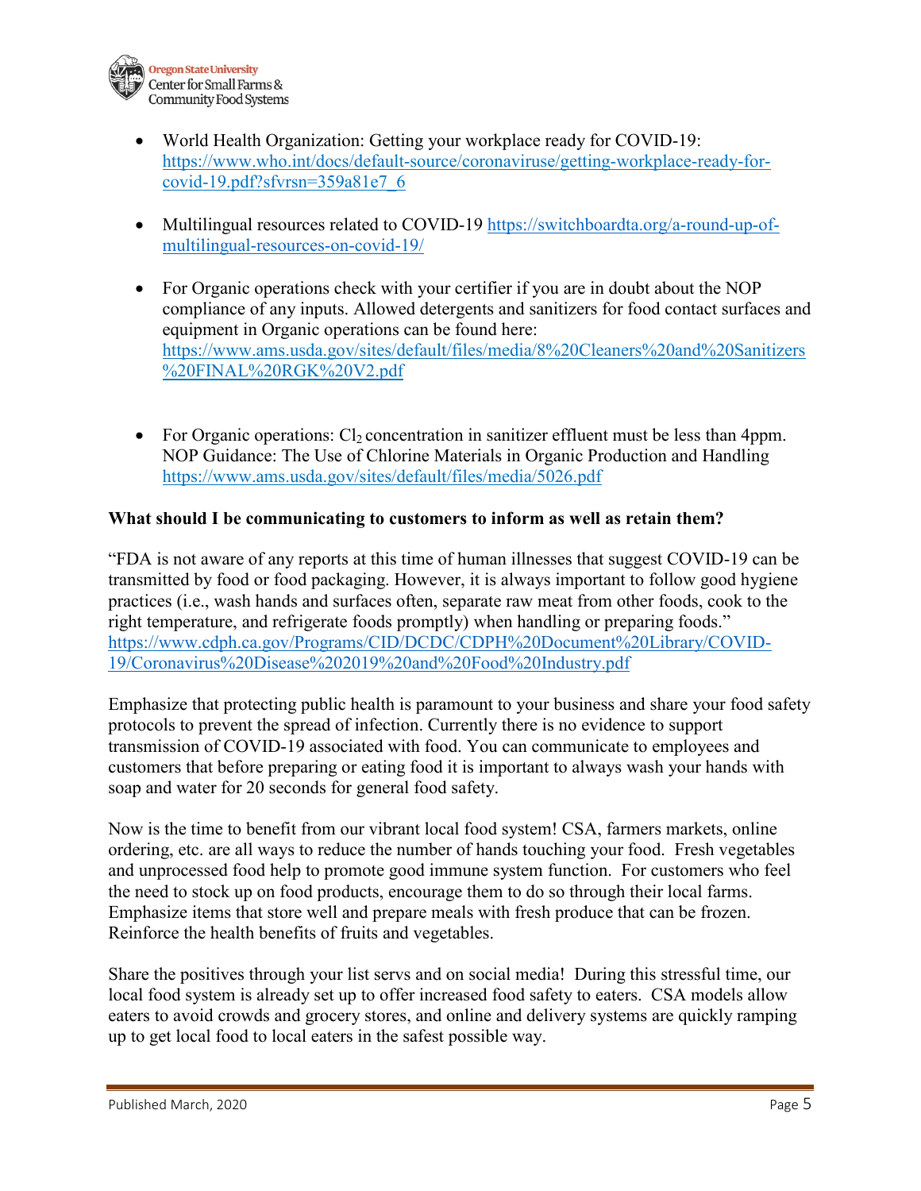- World Health Organization: Getting your workplace ready for COVID-19: https://www.who.int/docs/default-source/coronaviruse/getting-workplace-ready-for-covid-19.pdf?sfvrsn=359a81e7_6

- Multilingual resources related to COVID-19 https://switchboardta.org/a-round-up-of-multilingual-resources-on-covid-19/

- For Organic operations check with your certifier if you are in doubt about the NOP compliance of any inputs. Allowed detergents and sanitizers for food contact surfaces and equipment in Organic operations can be found here: https://www.ams.usda.gov/sites/default/files/media/8%20Cleaners%20and%20Sanitizers%20FINAL%20RGK%20V2.pdf

- For Organic operations: $Cl_2$ concentration in sanitizer effluent must be less than 4ppm. NOP Guidance: The Use of Chlorine Materials in Organic Production and Handling https://www.ams.usda.gov/sites/default/files/media/5026.pdf

**What should I be communicating to customers to inform as well as retain them?**

"FDA is not aware of any reports at this time of human illnesses that suggest COVID-19 can be transmitted by food or food packaging. However, it is always important to follow good hygiene practices (i.e., wash hands and surfaces often, separate raw meat from other foods, cook to the right temperature, and refrigerate foods promptly) when handling or preparing foods." https://www.cdph.ca.gov/Programs/CID/DCDC/CDPH%20Document%20Library/COVID-19/Coronavirus%20Disease%202019%20and%20Food%20Industry.pdf

Emphasize that protecting public health is paramount to your business and share your food safety protocols to prevent the spread of infection. Currently there is no evidence to support transmission of COVID-19 associated with food. You can communicate to employees and customers that before preparing or eating food it is important to always wash your hands with soap and water for 20 seconds for general food safety.

Now is the time to benefit from our vibrant local food system! CSA, farmers markets, online ordering, etc. are all ways to reduce the number of hands touching your food. Fresh vegetables and unprocessed food help to promote good immune system function. For customers who feel the need to stock up on food products, encourage them to do so through their local farms. Emphasize items that store well and prepare meals with fresh produce that can be frozen. Reinforce the health benefits of fruits and vegetables.

Share the positives through your list servs and on social media! During this stressful time, our local food system is already set up to offer increased food safety to eaters. CSA models allow eaters to avoid crowds and grocery stores, and online and delivery systems are quickly ramping up to get local food to local eaters in the safest possible way.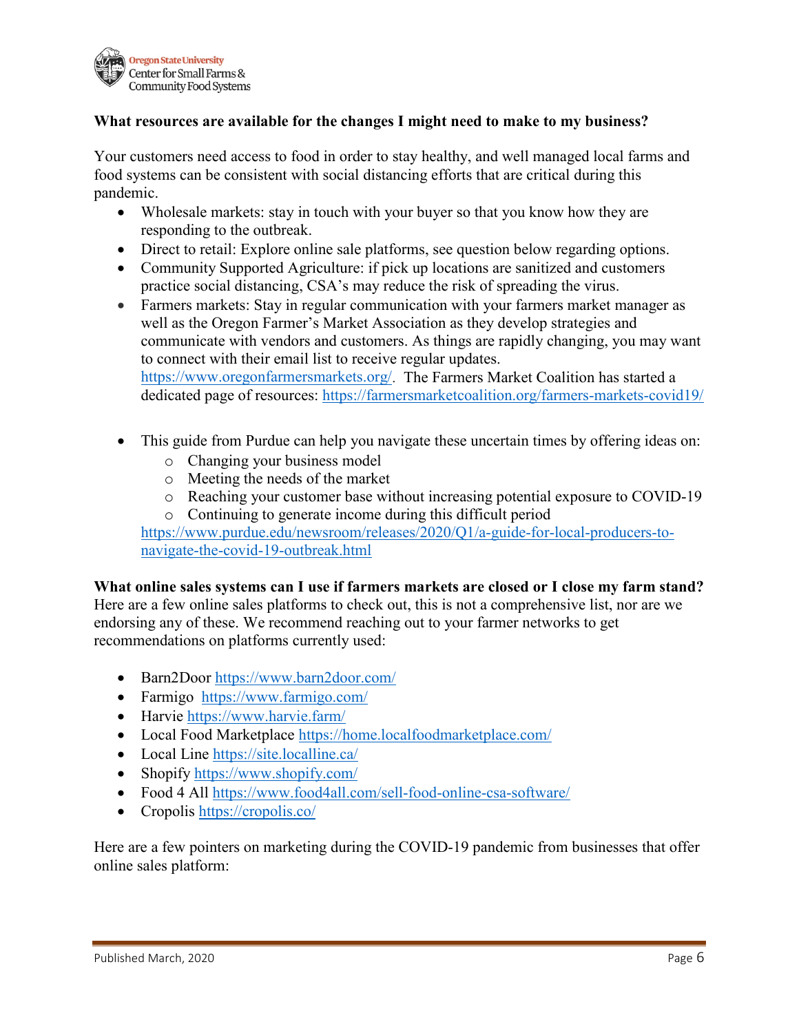**What resources are available for the changes I might need to make to my business?**

Your customers need access to food in order to stay healthy, and well managed local farms and food systems can be consistent with social distancing efforts that are critical during this pandemic.

- Wholesale markets: stay in touch with your buyer so that you know how they are responding to the outbreak.
- Direct to retail: Explore online sale platforms, see question below regarding options.
- Community Supported Agriculture: if pick up locations are sanitized and customers practice social distancing, CSA's may reduce the risk of spreading the virus.
- Farmers markets: Stay in regular communication with your farmers market manager as well as the Oregon Farmer's Market Association as they develop strategies and communicate with vendors and customers. As things are rapidly changing, you may want to connect with their email list to receive regular updates. https://www.oregonfarmersmarkets.org/. The Farmers Market Coalition has started a dedicated page of resources: https://farmersmarketcoalition.org/farmers-markets-covid19/

- This guide from Purdue can help you navigate these uncertain times by offering ideas on:
  - Changing your business model
  - Meeting the needs of the market
  - Reaching your customer base without increasing potential exposure to COVID-19
  - Continuing to generate income during this difficult period

  https://www.purdue.edu/newsroom/releases/2020/Q1/a-guide-for-local-producers-to-navigate-the-covid-19-outbreak.html

**What online sales systems can I use if farmers markets are closed or I close my farm stand?**
Here are a few online sales platforms to check out, this is not a comprehensive list, nor are we endorsing any of these. We recommend reaching out to your farmer networks to get recommendations on platforms currently used:

- Barn2Door https://www.barn2door.com/
- Farmigo https://www.farmigo.com/
- Harvie https://www.harvie.farm/
- Local Food Marketplace https://home.localfoodmarketplace.com/
- Local Line https://site.localline.ca/
- Shopify https://www.shopify.com/
- Food 4 All https://www.food4all.com/sell-food-online-csa-software/
- Cropolis https://cropolis.co/

Here are a few pointers on marketing during the COVID-19 pandemic from businesses that offer online sales platform: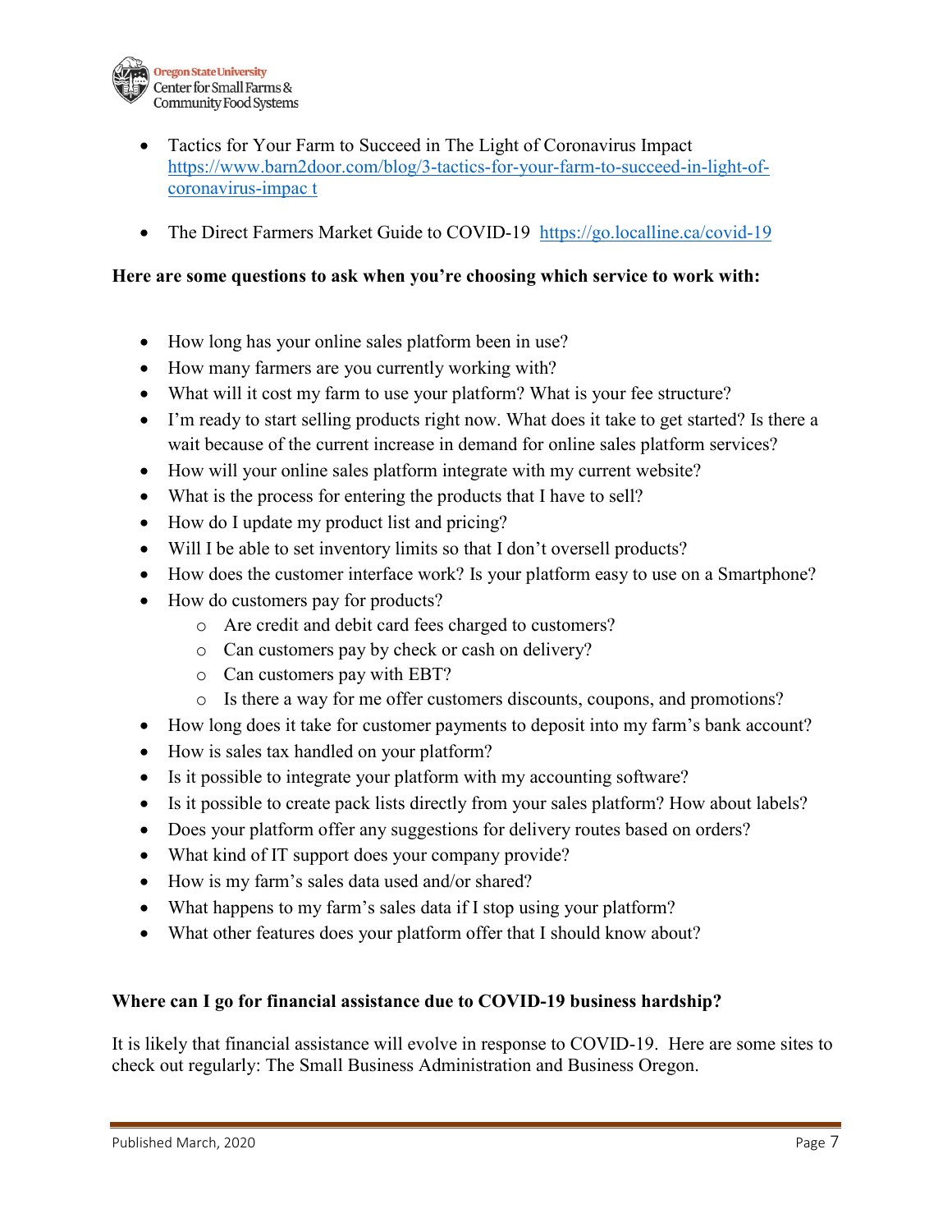- Tactics for Your Farm to Succeed in The Light of Coronavirus Impact https://www.barn2door.com/blog/3-tactics-for-your-farm-to-succeed-in-light-of-coronavirus-impac t

- The Direct Farmers Market Guide to COVID-19 https://go.localline.ca/covid-19

**Here are some questions to ask when you're choosing which service to work with:**

- How long has your online sales platform been in use?
- How many farmers are you currently working with?
- What will it cost my farm to use your platform? What is your fee structure?
- I'm ready to start selling products right now. What does it take to get started? Is there a wait because of the current increase in demand for online sales platform services?
- How will your online sales platform integrate with my current website?
- What is the process for entering the products that I have to sell?
- How do I update my product list and pricing?
- Will I be able to set inventory limits so that I don't oversell products?
- How does the customer interface work? Is your platform easy to use on a Smartphone?
- How do customers pay for products?
    - Are credit and debit card fees charged to customers?
    - Can customers pay by check or cash on delivery?
    - Can customers pay with EBT?
    - Is there a way for me offer customers discounts, coupons, and promotions?
- How long does it take for customer payments to deposit into my farm's bank account?
- How is sales tax handled on your platform?
- Is it possible to integrate your platform with my accounting software?
- Is it possible to create pack lists directly from your sales platform? How about labels?
- Does your platform offer any suggestions for delivery routes based on orders?
- What kind of IT support does your company provide?
- How is my farm's sales data used and/or shared?
- What happens to my farm's sales data if I stop using your platform?
- What other features does your platform offer that I should know about?

**Where can I go for financial assistance due to COVID-19 business hardship?**

It is likely that financial assistance will evolve in response to COVID-19. Here are some sites to check out regularly: The Small Business Administration and Business Oregon.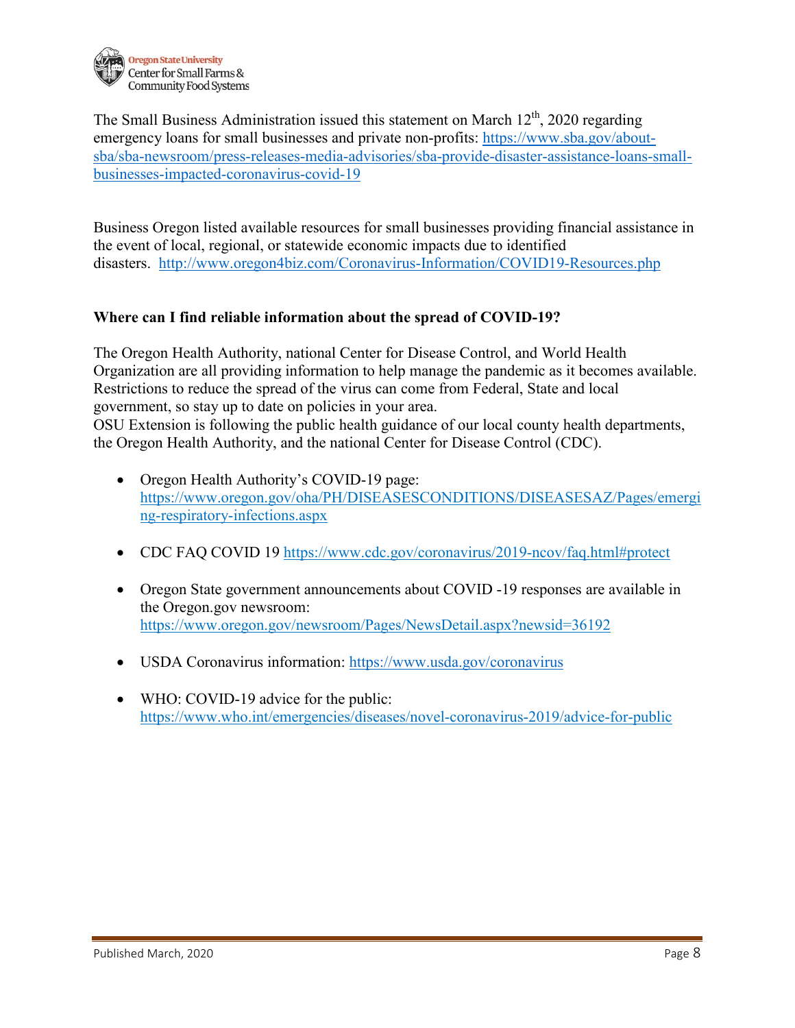The Small Business Administration issued this statement on March 12th, 2020 regarding emergency loans for small businesses and private non-profits: https://www.sba.gov/about-sba/sba-newsroom/press-releases-media-advisories/sba-provide-disaster-assistance-loans-small-businesses-impacted-coronavirus-covid-19

Business Oregon listed available resources for small businesses providing financial assistance in the event of local, regional, or statewide economic impacts due to identified disasters. http://www.oregon4biz.com/Coronavirus-Information/COVID19-Resources.php

**Where can I find reliable information about the spread of COVID-19?**

The Oregon Health Authority, national Center for Disease Control, and World Health Organization are all providing information to help manage the pandemic as it becomes available. Restrictions to reduce the spread of the virus can come from Federal, State and local government, so stay up to date on policies in your area.
OSU Extension is following the public health guidance of our local county health departments, the Oregon Health Authority, and the national Center for Disease Control (CDC).

- Oregon Health Authority's COVID-19 page: https://www.oregon.gov/oha/PH/DISEASESCONDITIONS/DISEASESAZ/Pages/emerging-respiratory-infections.aspx
- CDC FAQ COVID 19 https://www.cdc.gov/coronavirus/2019-ncov/faq.html#protect
- Oregon State government announcements about COVID -19 responses are available in the Oregon.gov newsroom: https://www.oregon.gov/newsroom/Pages/NewsDetail.aspx?newsid=36192
- USDA Coronavirus information: https://www.usda.gov/coronavirus
- WHO: COVID-19 advice for the public: https://www.who.int/emergencies/diseases/novel-coronavirus-2019/advice-for-public